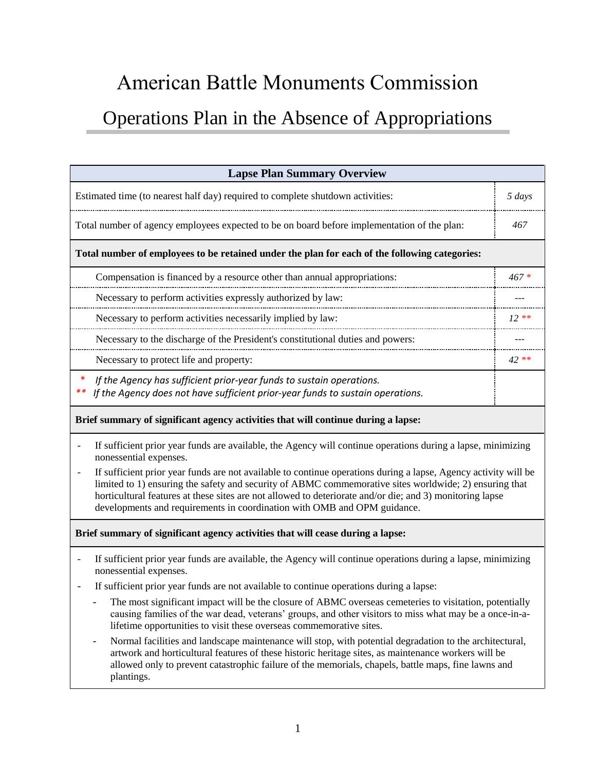# American Battle Monuments Commission

# Operations Plan in the Absence of Appropriations

| Lapse Plan Summary Overview | |
|---|---|
| Estimated time (to nearest half day) required to complete shutdown activities: | *5 days* |
| Total number of agency employees expected to be on board before implementation of the plan: | *467* |
| **Total number of employees to be retained under the plan for each of the following categories:** | |
| Compensation is financed by a resource other than annual appropriations: | *467 ** |
| Necessary to perform activities expressly authorized by law: | --- |
| Necessary to perform activities necessarily implied by law: | *12 *** |
| Necessary to the discharge of the President's constitutional duties and powers: | --- |
| Necessary to protect life and property: | *42 *** |
| * *If the Agency has sufficient prior-year funds to sustain operations.*<br>** *If the Agency does not have sufficient prior-year funds to sustain operations.* | |

**Brief summary of significant agency activities that will continue during a lapse:**

- If sufficient prior year funds are available, the Agency will continue operations during a lapse, minimizing nonessential expenses.
- If sufficient prior year funds are not available to continue operations during a lapse, Agency activity will be limited to 1) ensuring the safety and security of ABMC commemorative sites worldwide; 2) ensuring that horticultural features at these sites are not allowed to deteriorate and/or die; and 3) monitoring lapse developments and requirements in coordination with OMB and OPM guidance.

**Brief summary of significant agency activities that will cease during a lapse:**

- If sufficient prior year funds are available, the Agency will continue operations during a lapse, minimizing nonessential expenses.
- If sufficient prior year funds are not available to continue operations during a lapse:
  - The most significant impact will be the closure of ABMC overseas cemeteries to visitation, potentially causing families of the war dead, veterans' groups, and other visitors to miss what may be a once-in-a-lifetime opportunities to visit these overseas commemorative sites.
  - Normal facilities and landscape maintenance will stop, with potential degradation to the architectural, artwork and horticultural features of these historic heritage sites, as maintenance workers will be allowed only to prevent catastrophic failure of the memorials, chapels, battle maps, fine lawns and plantings.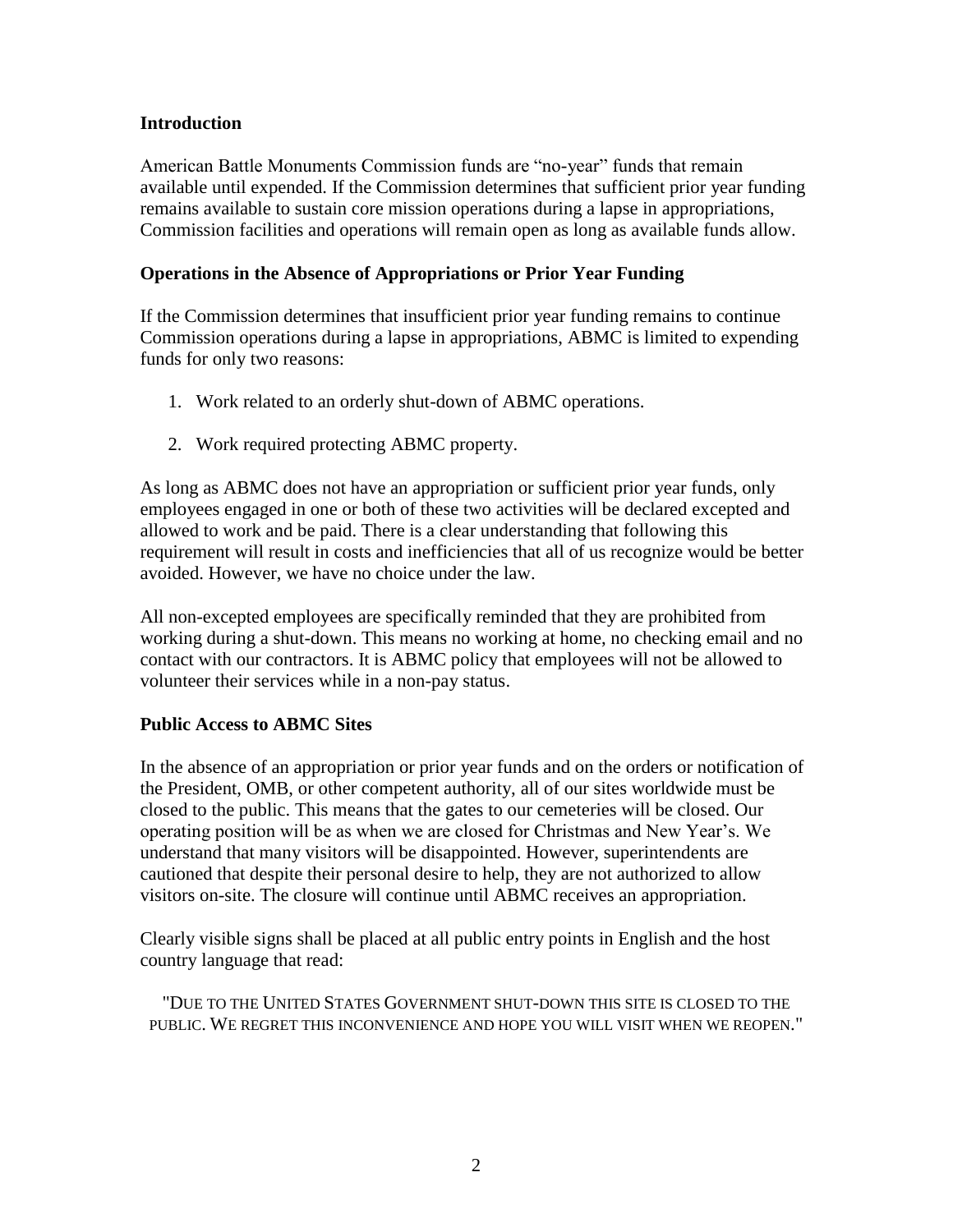**Introduction**

American Battle Monuments Commission funds are "no-year" funds that remain available until expended. If the Commission determines that sufficient prior year funding remains available to sustain core mission operations during a lapse in appropriations, Commission facilities and operations will remain open as long as available funds allow.

**Operations in the Absence of Appropriations or Prior Year Funding**

If the Commission determines that insufficient prior year funding remains to continue Commission operations during a lapse in appropriations, ABMC is limited to expending funds for only two reasons:

1. Work related to an orderly shut-down of ABMC operations.

2. Work required protecting ABMC property.

As long as ABMC does not have an appropriation or sufficient prior year funds, only employees engaged in one or both of these two activities will be declared excepted and allowed to work and be paid. There is a clear understanding that following this requirement will result in costs and inefficiencies that all of us recognize would be better avoided. However, we have no choice under the law.

All non-excepted employees are specifically reminded that they are prohibited from working during a shut-down. This means no working at home, no checking email and no contact with our contractors. It is ABMC policy that employees will not be allowed to volunteer their services while in a non-pay status.

**Public Access to ABMC Sites**

In the absence of an appropriation or prior year funds and on the orders or notification of the President, OMB, or other competent authority, all of our sites worldwide must be closed to the public. This means that the gates to our cemeteries will be closed. Our operating position will be as when we are closed for Christmas and New Year's. We understand that many visitors will be disappointed. However, superintendents are cautioned that despite their personal desire to help, they are not authorized to allow visitors on-site. The closure will continue until ABMC receives an appropriation.

Clearly visible signs shall be placed at all public entry points in English and the host country language that read:

"DUE TO THE UNITED STATES GOVERNMENT SHUT-DOWN THIS SITE IS CLOSED TO THE PUBLIC. WE REGRET THIS INCONVENIENCE AND HOPE YOU WILL VISIT WHEN WE REOPEN."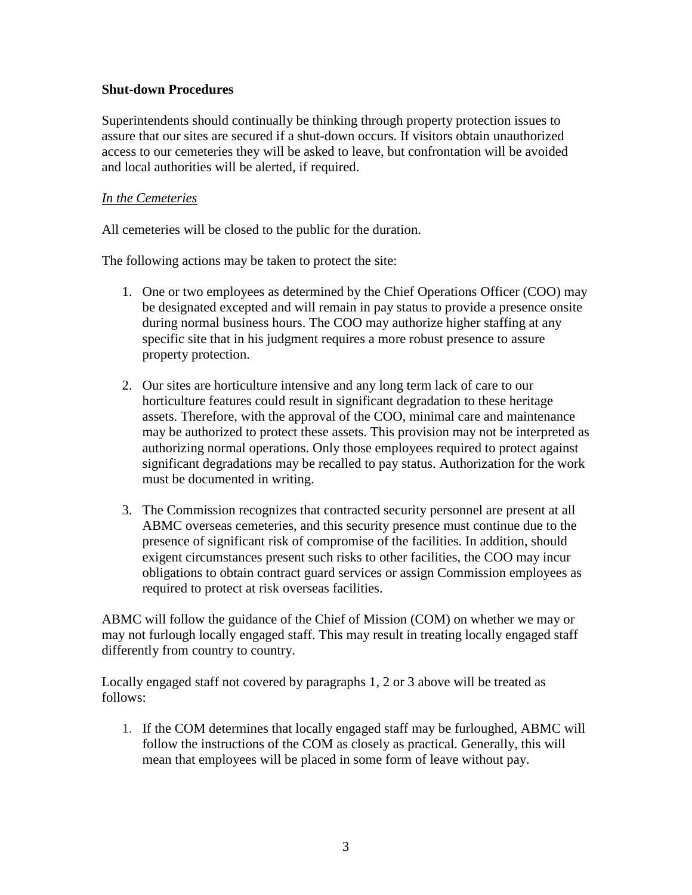**Shut-down Procedures**

Superintendents should continually be thinking through property protection issues to assure that our sites are secured if a shut-down occurs. If visitors obtain unauthorized access to our cemeteries they will be asked to leave, but confrontation will be avoided and local authorities will be alerted, if required.

*In the Cemeteries*

All cemeteries will be closed to the public for the duration.

The following actions may be taken to protect the site:

1. One or two employees as determined by the Chief Operations Officer (COO) may be designated excepted and will remain in pay status to provide a presence onsite during normal business hours. The COO may authorize higher staffing at any specific site that in his judgment requires a more robust presence to assure property protection.

2. Our sites are horticulture intensive and any long term lack of care to our horticulture features could result in significant degradation to these heritage assets. Therefore, with the approval of the COO, minimal care and maintenance may be authorized to protect these assets. This provision may not be interpreted as authorizing normal operations. Only those employees required to protect against significant degradations may be recalled to pay status. Authorization for the work must be documented in writing.

3. The Commission recognizes that contracted security personnel are present at all ABMC overseas cemeteries, and this security presence must continue due to the presence of significant risk of compromise of the facilities. In addition, should exigent circumstances present such risks to other facilities, the COO may incur obligations to obtain contract guard services or assign Commission employees as required to protect at risk overseas facilities.

ABMC will follow the guidance of the Chief of Mission (COM) on whether we may or may not furlough locally engaged staff. This may result in treating locally engaged staff differently from country to country.

Locally engaged staff not covered by paragraphs 1, 2 or 3 above will be treated as follows:

1. If the COM determines that locally engaged staff may be furloughed, ABMC will follow the instructions of the COM as closely as practical. Generally, this will mean that employees will be placed in some form of leave without pay.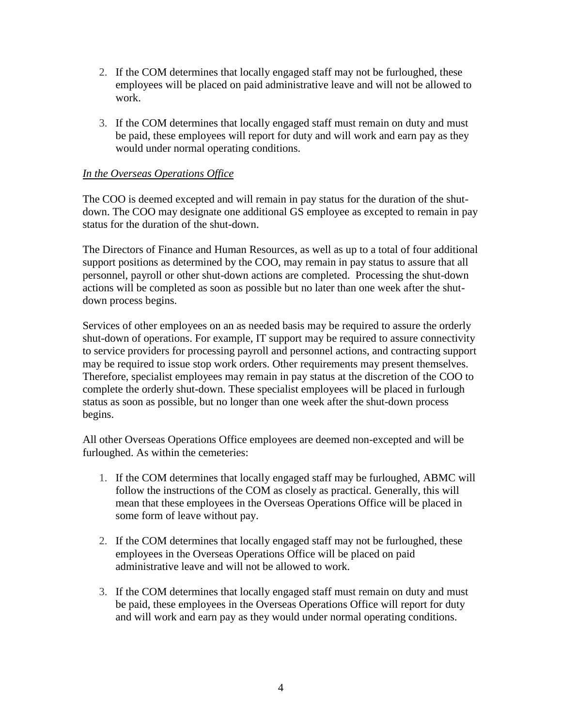2. If the COM determines that locally engaged staff may not be furloughed, these employees will be placed on paid administrative leave and will not be allowed to work.

3. If the COM determines that locally engaged staff must remain on duty and must be paid, these employees will report for duty and will work and earn pay as they would under normal operating conditions.

*In the Overseas Operations Office*

The COO is deemed excepted and will remain in pay status for the duration of the shut-down. The COO may designate one additional GS employee as excepted to remain in pay status for the duration of the shut-down.

The Directors of Finance and Human Resources, as well as up to a total of four additional support positions as determined by the COO, may remain in pay status to assure that all personnel, payroll or other shut-down actions are completed. Processing the shut-down actions will be completed as soon as possible but no later than one week after the shut-down process begins.

Services of other employees on an as needed basis may be required to assure the orderly shut-down of operations. For example, IT support may be required to assure connectivity to service providers for processing payroll and personnel actions, and contracting support may be required to issue stop work orders. Other requirements may present themselves. Therefore, specialist employees may remain in pay status at the discretion of the COO to complete the orderly shut-down. These specialist employees will be placed in furlough status as soon as possible, but no longer than one week after the shut-down process begins.

All other Overseas Operations Office employees are deemed non-excepted and will be furloughed. As within the cemeteries:

1. If the COM determines that locally engaged staff may be furloughed, ABMC will follow the instructions of the COM as closely as practical. Generally, this will mean that these employees in the Overseas Operations Office will be placed in some form of leave without pay.

2. If the COM determines that locally engaged staff may not be furloughed, these employees in the Overseas Operations Office will be placed on paid administrative leave and will not be allowed to work.

3. If the COM determines that locally engaged staff must remain on duty and must be paid, these employees in the Overseas Operations Office will report for duty and will work and earn pay as they would under normal operating conditions.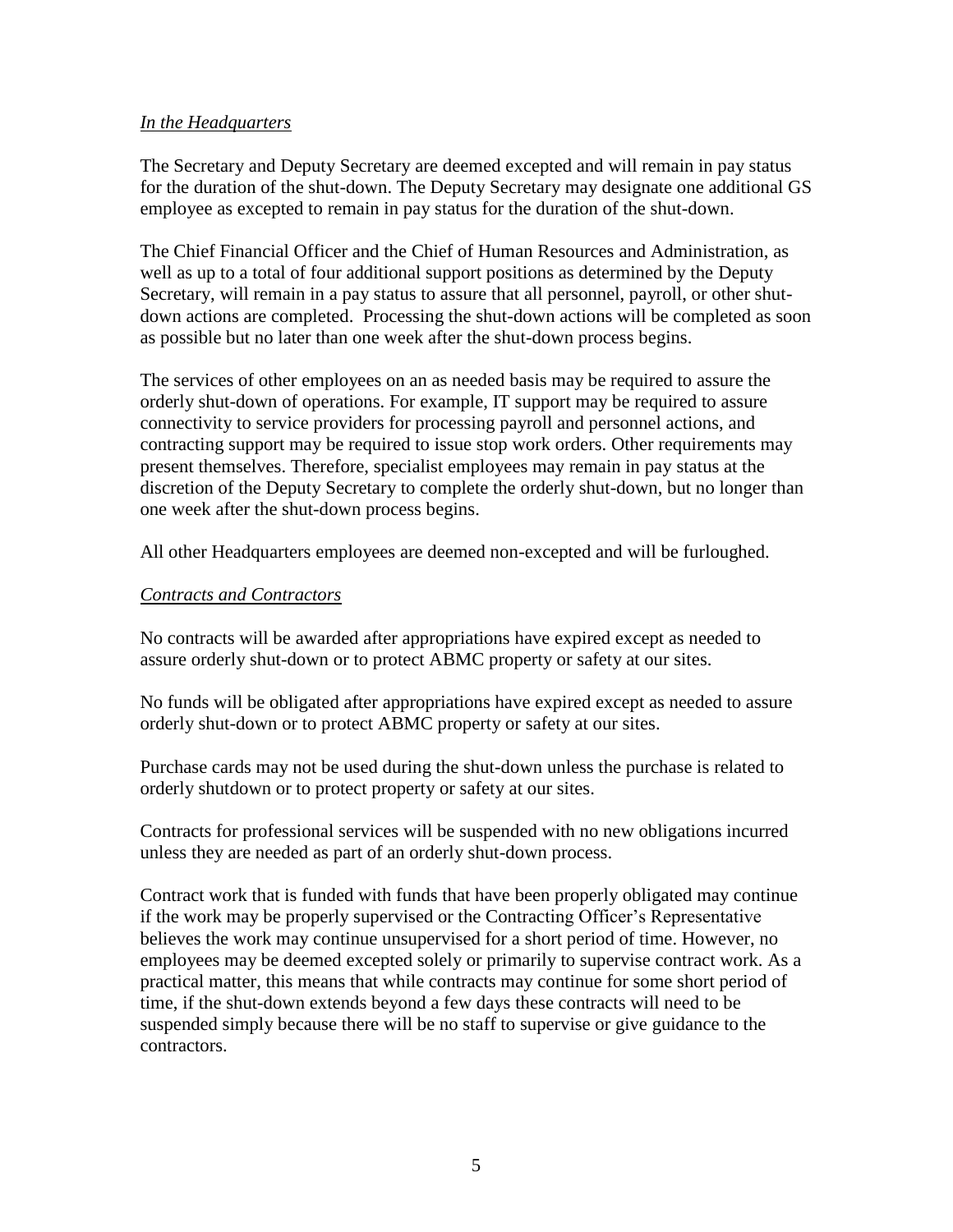*In the Headquarters*

The Secretary and Deputy Secretary are deemed excepted and will remain in pay status for the duration of the shut-down. The Deputy Secretary may designate one additional GS employee as excepted to remain in pay status for the duration of the shut-down.

The Chief Financial Officer and the Chief of Human Resources and Administration, as well as up to a total of four additional support positions as determined by the Deputy Secretary, will remain in a pay status to assure that all personnel, payroll, or other shut-down actions are completed. Processing the shut-down actions will be completed as soon as possible but no later than one week after the shut-down process begins.

The services of other employees on an as needed basis may be required to assure the orderly shut-down of operations. For example, IT support may be required to assure connectivity to service providers for processing payroll and personnel actions, and contracting support may be required to issue stop work orders. Other requirements may present themselves. Therefore, specialist employees may remain in pay status at the discretion of the Deputy Secretary to complete the orderly shut-down, but no longer than one week after the shut-down process begins.

All other Headquarters employees are deemed non-excepted and will be furloughed.

*Contracts and Contractors*

No contracts will be awarded after appropriations have expired except as needed to assure orderly shut-down or to protect ABMC property or safety at our sites.

No funds will be obligated after appropriations have expired except as needed to assure orderly shut-down or to protect ABMC property or safety at our sites.

Purchase cards may not be used during the shut-down unless the purchase is related to orderly shutdown or to protect property or safety at our sites.

Contracts for professional services will be suspended with no new obligations incurred unless they are needed as part of an orderly shut-down process.

Contract work that is funded with funds that have been properly obligated may continue if the work may be properly supervised or the Contracting Officer's Representative believes the work may continue unsupervised for a short period of time. However, no employees may be deemed excepted solely or primarily to supervise contract work. As a practical matter, this means that while contracts may continue for some short period of time, if the shut-down extends beyond a few days these contracts will need to be suspended simply because there will be no staff to supervise or give guidance to the contractors.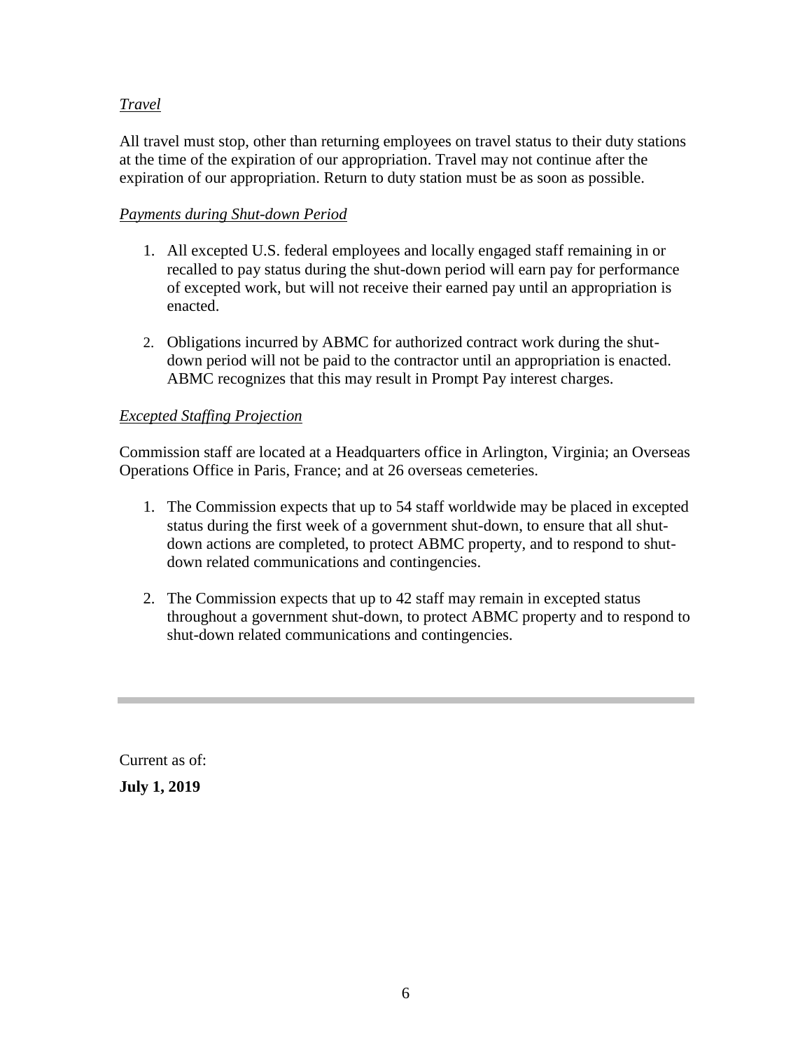*Travel*

All travel must stop, other than returning employees on travel status to their duty stations at the time of the expiration of our appropriation. Travel may not continue after the expiration of our appropriation. Return to duty station must be as soon as possible.

*Payments during Shut-down Period*

1. All excepted U.S. federal employees and locally engaged staff remaining in or recalled to pay status during the shut-down period will earn pay for performance of excepted work, but will not receive their earned pay until an appropriation is enacted.

2. Obligations incurred by ABMC for authorized contract work during the shut-down period will not be paid to the contractor until an appropriation is enacted. ABMC recognizes that this may result in Prompt Pay interest charges.

*Excepted Staffing Projection*

Commission staff are located at a Headquarters office in Arlington, Virginia; an Overseas Operations Office in Paris, France; and at 26 overseas cemeteries.

1. The Commission expects that up to 54 staff worldwide may be placed in excepted status during the first week of a government shut-down, to ensure that all shut-down actions are completed, to protect ABMC property, and to respond to shut-down related communications and contingencies.

2. The Commission expects that up to 42 staff may remain in excepted status throughout a government shut-down, to protect ABMC property and to respond to shut-down related communications and contingencies.

---

Current as of:

**July 1, 2019**